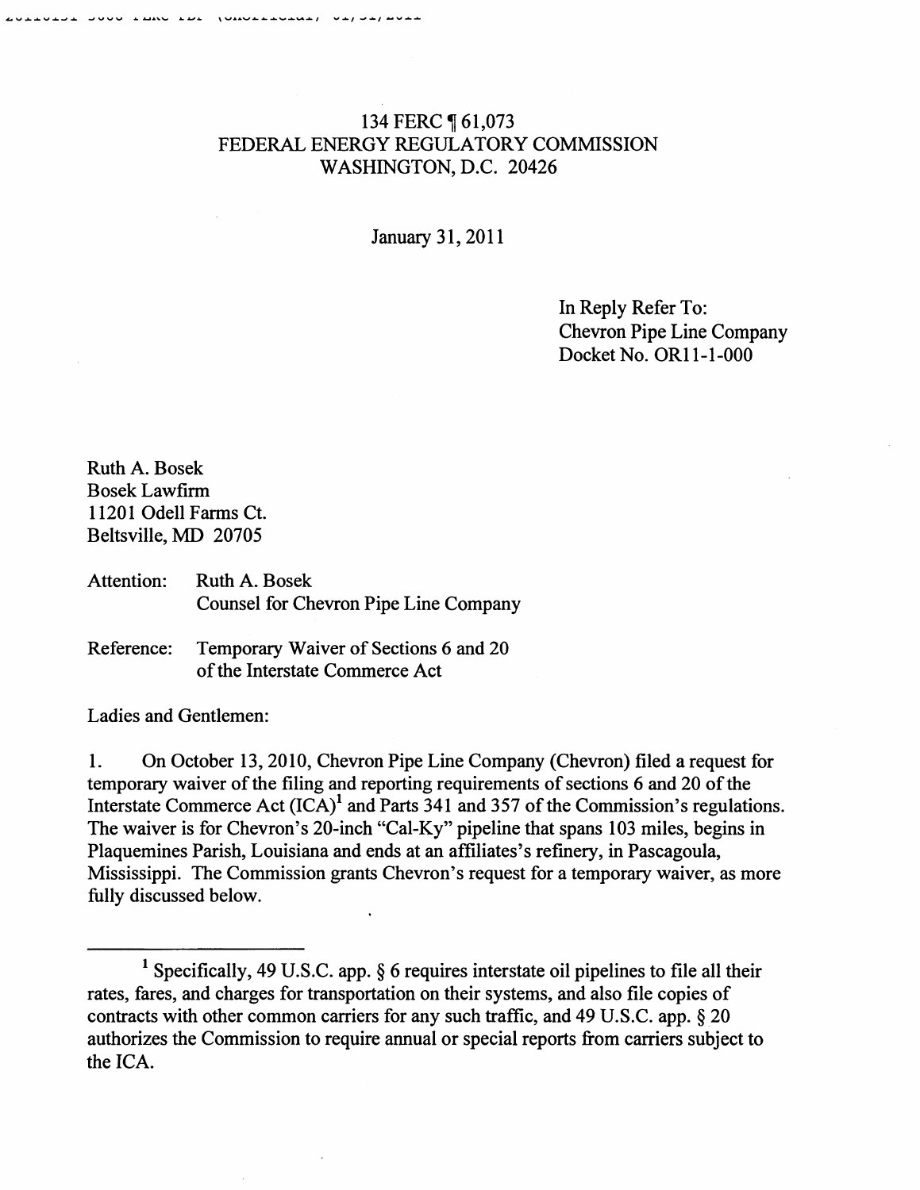134 FERC ¶ 61,073
FEDERAL ENERGY REGULATORY COMMISSION
WASHINGTON, D.C. 20426

January 31, 2011

In Reply Refer To:
Chevron Pipe Line Company
Docket No. OR11-1-000

Ruth A. Bosek
Bosek Lawfirm
11201 Odell Farms Ct.
Beltsville, MD 20705

Attention: Ruth A. Bosek
Counsel for Chevron Pipe Line Company

Reference: Temporary Waiver of Sections 6 and 20 of the Interstate Commerce Act

Ladies and Gentlemen:

1. On October 13, 2010, Chevron Pipe Line Company (Chevron) filed a request for temporary waiver of the filing and reporting requirements of sections 6 and 20 of the Interstate Commerce Act (ICA)[1] and Parts 341 and 357 of the Commission's regulations. The waiver is for Chevron's 20-inch "Cal-Ky" pipeline that spans 103 miles, begins in Plaquemines Parish, Louisiana and ends at an affiliates's refinery, in Pascagoula, Mississippi. The Commission grants Chevron's request for a temporary waiver, as more fully discussed below.

---

[1] Specifically, 49 U.S.C. app. § 6 requires interstate oil pipelines to file all their rates, fares, and charges for transportation on their systems, and also file copies of contracts with other common carriers for any such traffic, and 49 U.S.C. app. § 20 authorizes the Commission to require annual or special reports from carriers subject to the ICA.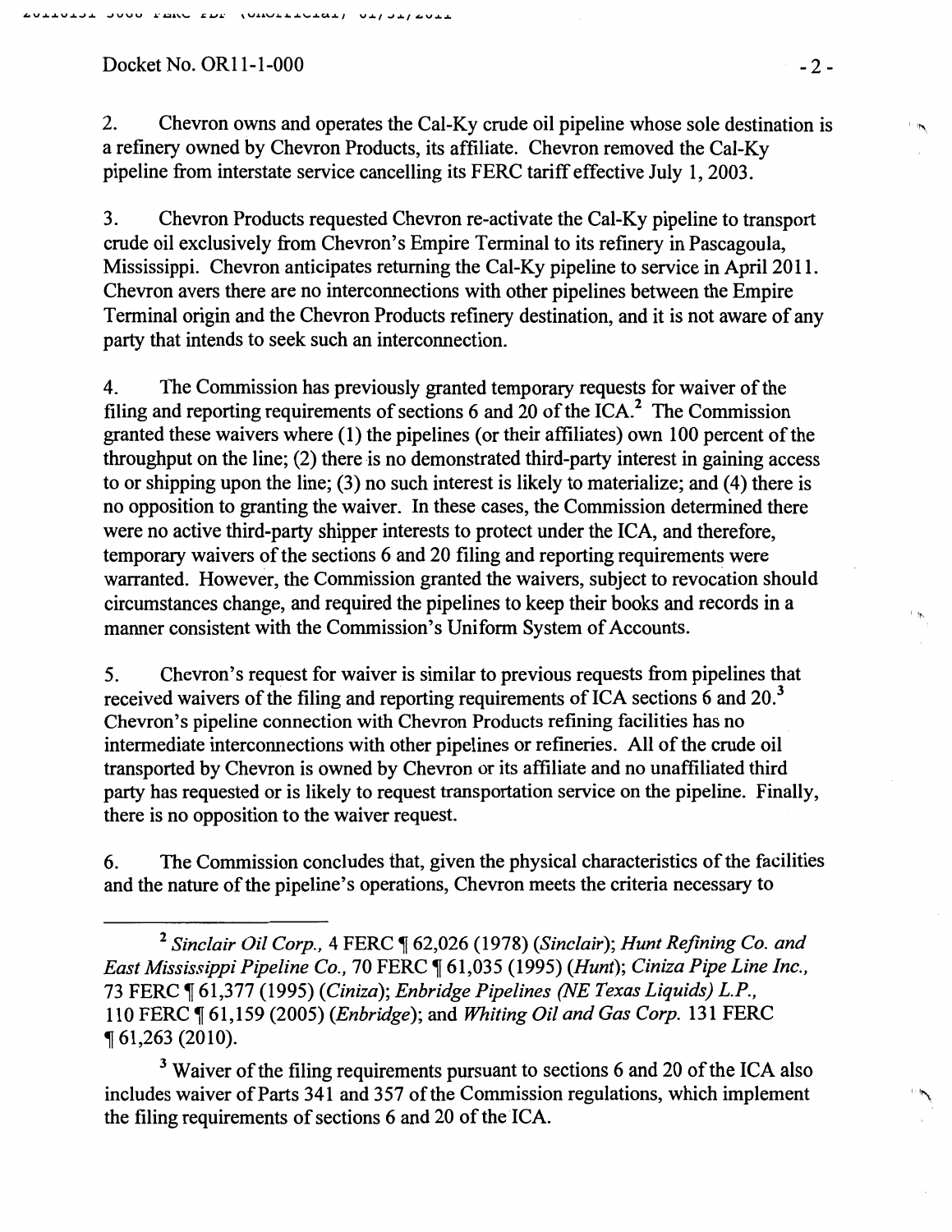2. Chevron owns and operates the Cal-Ky crude oil pipeline whose sole destination is a refinery owned by Chevron Products, its affiliate. Chevron removed the Cal-Ky pipeline from interstate service cancelling its FERC tariff effective July 1, 2003.

3. Chevron Products requested Chevron re-activate the Cal-Ky pipeline to transport crude oil exclusively from Chevron's Empire Terminal to its refinery in Pascagoula, Mississippi. Chevron anticipates returning the Cal-Ky pipeline to service in April 2011. Chevron avers there are no interconnections with other pipelines between the Empire Terminal origin and the Chevron Products refinery destination, and it is not aware of any party that intends to seek such an interconnection.

4. The Commission has previously granted temporary requests for waiver of the filing and reporting requirements of sections 6 and 20 of the ICA.[2] The Commission granted these waivers where (1) the pipelines (or their affiliates) own 100 percent of the throughput on the line; (2) there is no demonstrated third-party interest in gaining access to or shipping upon the line; (3) no such interest is likely to materialize; and (4) there is no opposition to granting the waiver. In these cases, the Commission determined there were no active third-party shipper interests to protect under the ICA, and therefore, temporary waivers of the sections 6 and 20 filing and reporting requirements were warranted. However, the Commission granted the waivers, subject to revocation should circumstances change, and required the pipelines to keep their books and records in a manner consistent with the Commission's Uniform System of Accounts.

5. Chevron's request for waiver is similar to previous requests from pipelines that received waivers of the filing and reporting requirements of ICA sections 6 and 20.[3] Chevron's pipeline connection with Chevron Products refining facilities has no intermediate interconnections with other pipelines or refineries. All of the crude oil transported by Chevron is owned by Chevron or its affiliate and no unaffiliated third party has requested or is likely to request transportation service on the pipeline. Finally, there is no opposition to the waiver request.

6. The Commission concludes that, given the physical characteristics of the facilities and the nature of the pipeline's operations, Chevron meets the criteria necessary to

---

[2] *Sinclair Oil Corp.*, 4 FERC ¶ 62,026 (1978) (*Sinclair*); *Hunt Refining Co. and East Mississippi Pipeline Co.*, 70 FERC ¶ 61,035 (1995) (*Hunt*); *Ciniza Pipe Line Inc.*, 73 FERC ¶ 61,377 (1995) (*Ciniza*); *Enbridge Pipelines (NE Texas Liquids) L.P.*, 110 FERC ¶ 61,159 (2005) (*Enbridge*); and *Whiting Oil and Gas Corp.* 131 FERC ¶ 61,263 (2010).

[3] Waiver of the filing requirements pursuant to sections 6 and 20 of the ICA also includes waiver of Parts 341 and 357 of the Commission regulations, which implement the filing requirements of sections 6 and 20 of the ICA.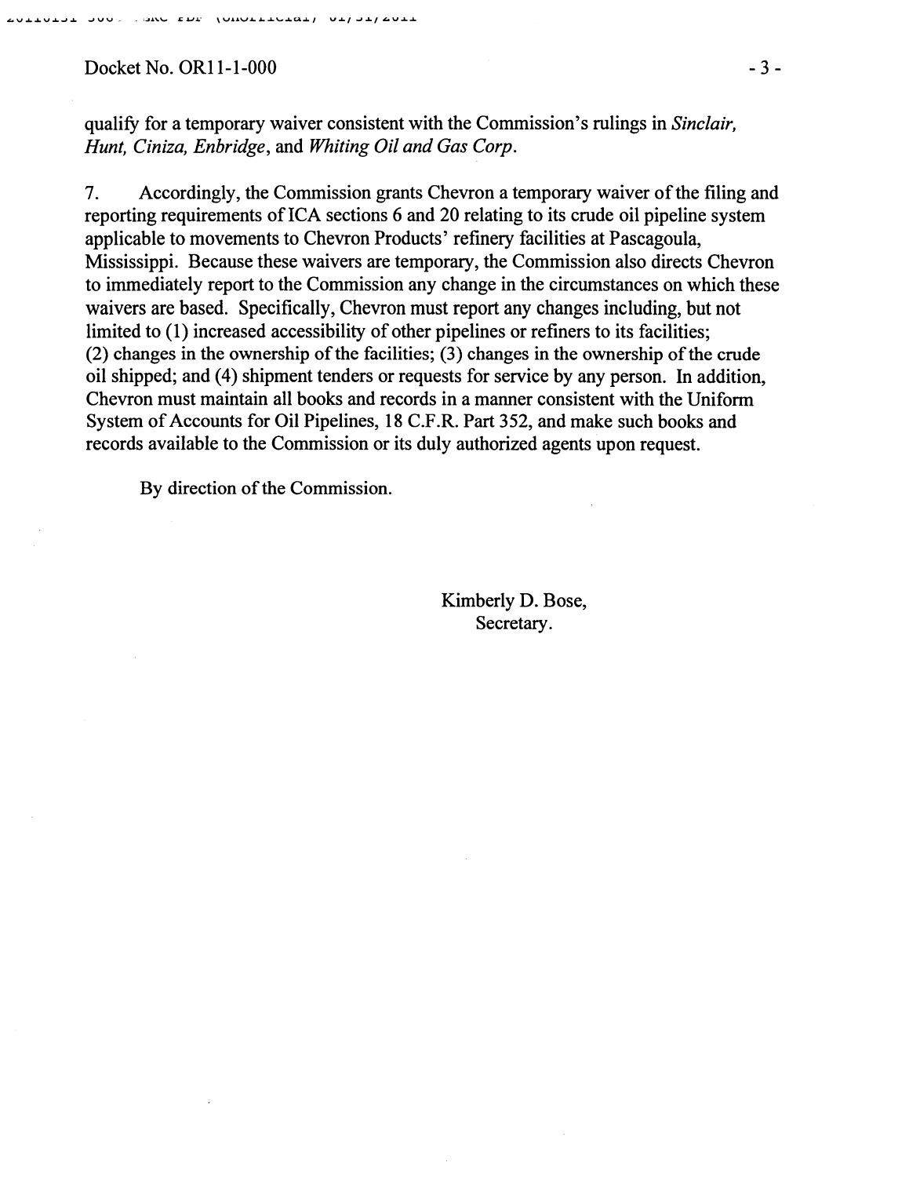qualify for a temporary waiver consistent with the Commission's rulings in *Sinclair, Hunt, Ciniza, Enbridge*, and *Whiting Oil and Gas Corp*.

7. Accordingly, the Commission grants Chevron a temporary waiver of the filing and reporting requirements of ICA sections 6 and 20 relating to its crude oil pipeline system applicable to movements to Chevron Products' refinery facilities at Pascagoula, Mississippi. Because these waivers are temporary, the Commission also directs Chevron to immediately report to the Commission any change in the circumstances on which these waivers are based. Specifically, Chevron must report any changes including, but not limited to (1) increased accessibility of other pipelines or refiners to its facilities; (2) changes in the ownership of the facilities; (3) changes in the ownership of the crude oil shipped; and (4) shipment tenders or requests for service by any person. In addition, Chevron must maintain all books and records in a manner consistent with the Uniform System of Accounts for Oil Pipelines, 18 C.F.R. Part 352, and make such books and records available to the Commission or its duly authorized agents upon request.

By direction of the Commission.

Kimberly D. Bose,
Secretary.